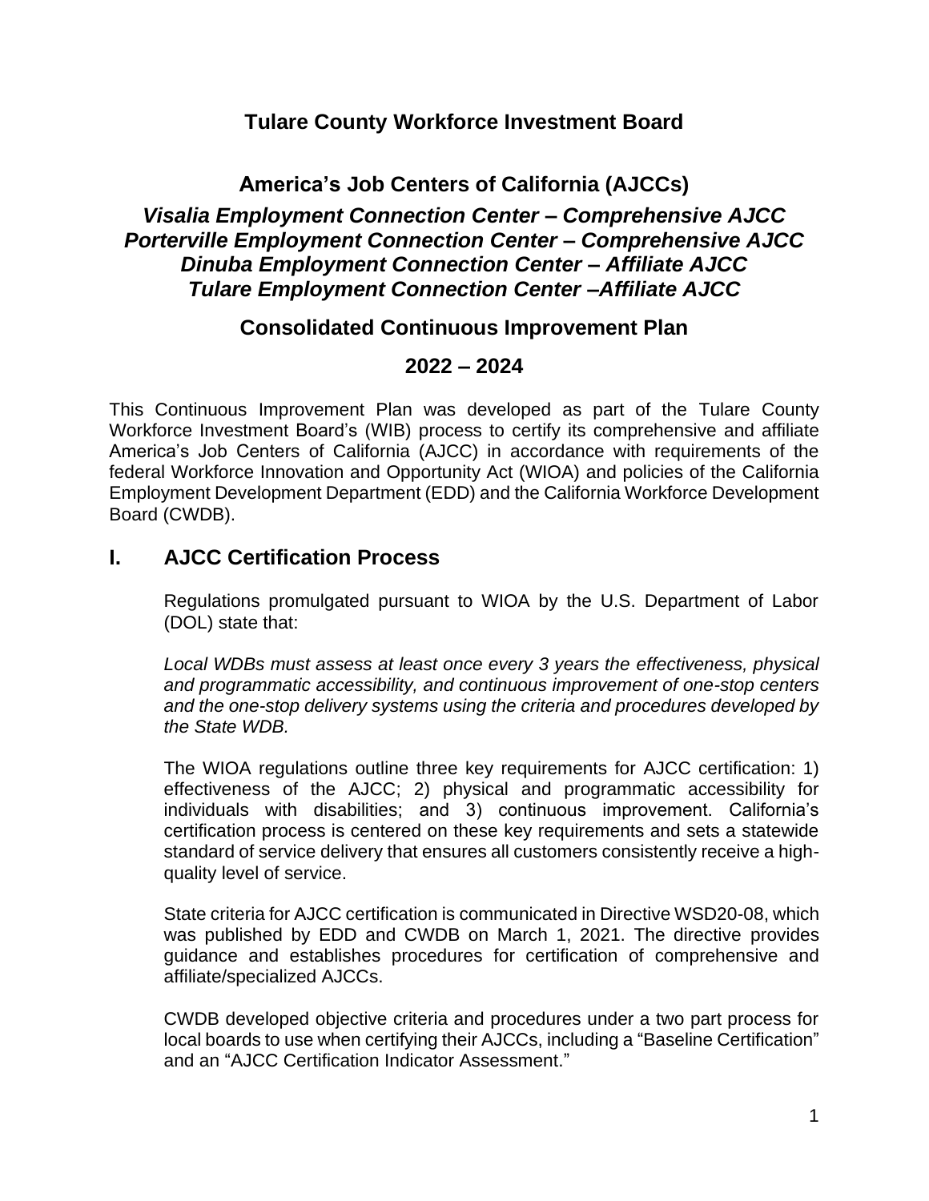# Tulare County Workforce Investment Board

## America's Job Centers of California (AJCCs)

### *Visalia Employment Connection Center – Comprehensive AJCC*
### *Porterville Employment Connection Center – Comprehensive AJCC*
### *Dinuba Employment Connection Center – Affiliate AJCC*
### *Tulare Employment Connection Center –Affiliate AJCC*

## Consolidated Continuous Improvement Plan

## 2022 – 2024

This Continuous Improvement Plan was developed as part of the Tulare County Workforce Investment Board's (WIB) process to certify its comprehensive and affiliate America's Job Centers of California (AJCC) in accordance with requirements of the federal Workforce Innovation and Opportunity Act (WIOA) and policies of the California Employment Development Department (EDD) and the California Workforce Development Board (CWDB).

## I. AJCC Certification Process

Regulations promulgated pursuant to WIOA by the U.S. Department of Labor (DOL) state that:

*Local WDBs must assess at least once every 3 years the effectiveness, physical and programmatic accessibility, and continuous improvement of one-stop centers and the one-stop delivery systems using the criteria and procedures developed by the State WDB.*

The WIOA regulations outline three key requirements for AJCC certification: 1) effectiveness of the AJCC; 2) physical and programmatic accessibility for individuals with disabilities; and 3) continuous improvement. California's certification process is centered on these key requirements and sets a statewide standard of service delivery that ensures all customers consistently receive a high-quality level of service.

State criteria for AJCC certification is communicated in Directive WSD20-08, which was published by EDD and CWDB on March 1, 2021. The directive provides guidance and establishes procedures for certification of comprehensive and affiliate/specialized AJCCs.

CWDB developed objective criteria and procedures under a two part process for local boards to use when certifying their AJCCs, including a "Baseline Certification" and an "AJCC Certification Indicator Assessment."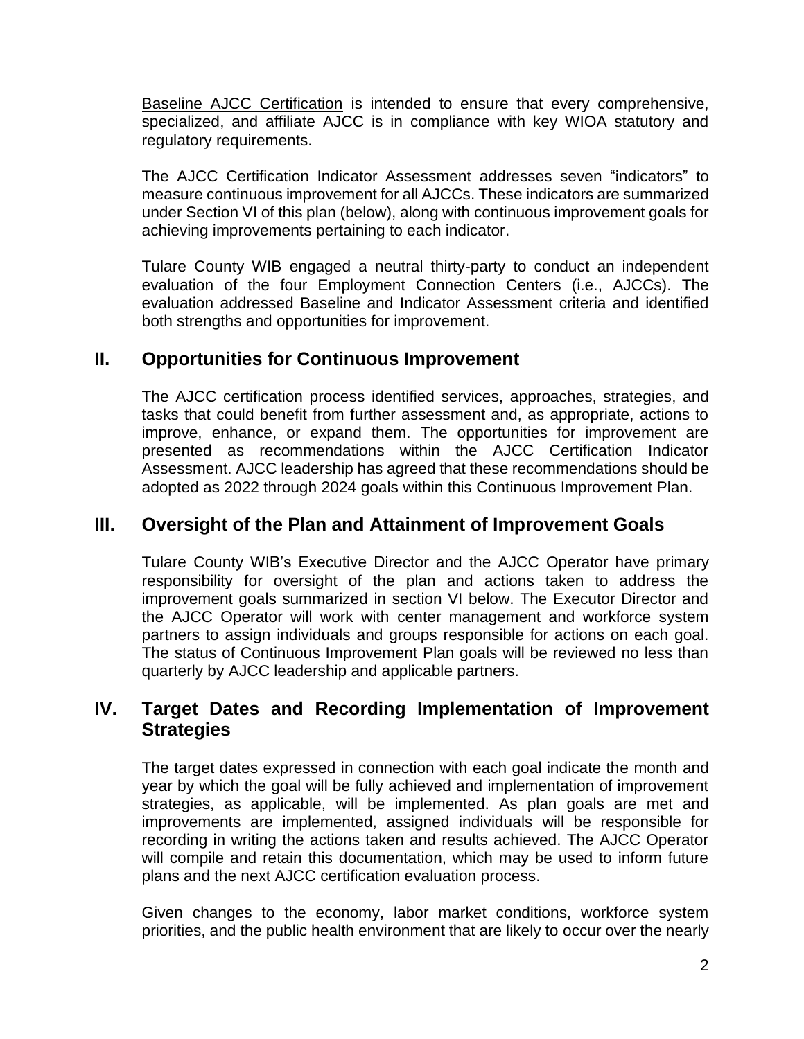Baseline AJCC Certification is intended to ensure that every comprehensive, specialized, and affiliate AJCC is in compliance with key WIOA statutory and regulatory requirements.

The AJCC Certification Indicator Assessment addresses seven "indicators" to measure continuous improvement for all AJCCs. These indicators are summarized under Section VI of this plan (below), along with continuous improvement goals for achieving improvements pertaining to each indicator.

Tulare County WIB engaged a neutral thirty-party to conduct an independent evaluation of the four Employment Connection Centers (i.e., AJCCs). The evaluation addressed Baseline and Indicator Assessment criteria and identified both strengths and opportunities for improvement.

## II. Opportunities for Continuous Improvement

The AJCC certification process identified services, approaches, strategies, and tasks that could benefit from further assessment and, as appropriate, actions to improve, enhance, or expand them. The opportunities for improvement are presented as recommendations within the AJCC Certification Indicator Assessment. AJCC leadership has agreed that these recommendations should be adopted as 2022 through 2024 goals within this Continuous Improvement Plan.

## III. Oversight of the Plan and Attainment of Improvement Goals

Tulare County WIB's Executive Director and the AJCC Operator have primary responsibility for oversight of the plan and actions taken to address the improvement goals summarized in section VI below. The Executor Director and the AJCC Operator will work with center management and workforce system partners to assign individuals and groups responsible for actions on each goal. The status of Continuous Improvement Plan goals will be reviewed no less than quarterly by AJCC leadership and applicable partners.

## IV. Target Dates and Recording Implementation of Improvement Strategies

The target dates expressed in connection with each goal indicate the month and year by which the goal will be fully achieved and implementation of improvement strategies, as applicable, will be implemented. As plan goals are met and improvements are implemented, assigned individuals will be responsible for recording in writing the actions taken and results achieved. The AJCC Operator will compile and retain this documentation, which may be used to inform future plans and the next AJCC certification evaluation process.

Given changes to the economy, labor market conditions, workforce system priorities, and the public health environment that are likely to occur over the nearly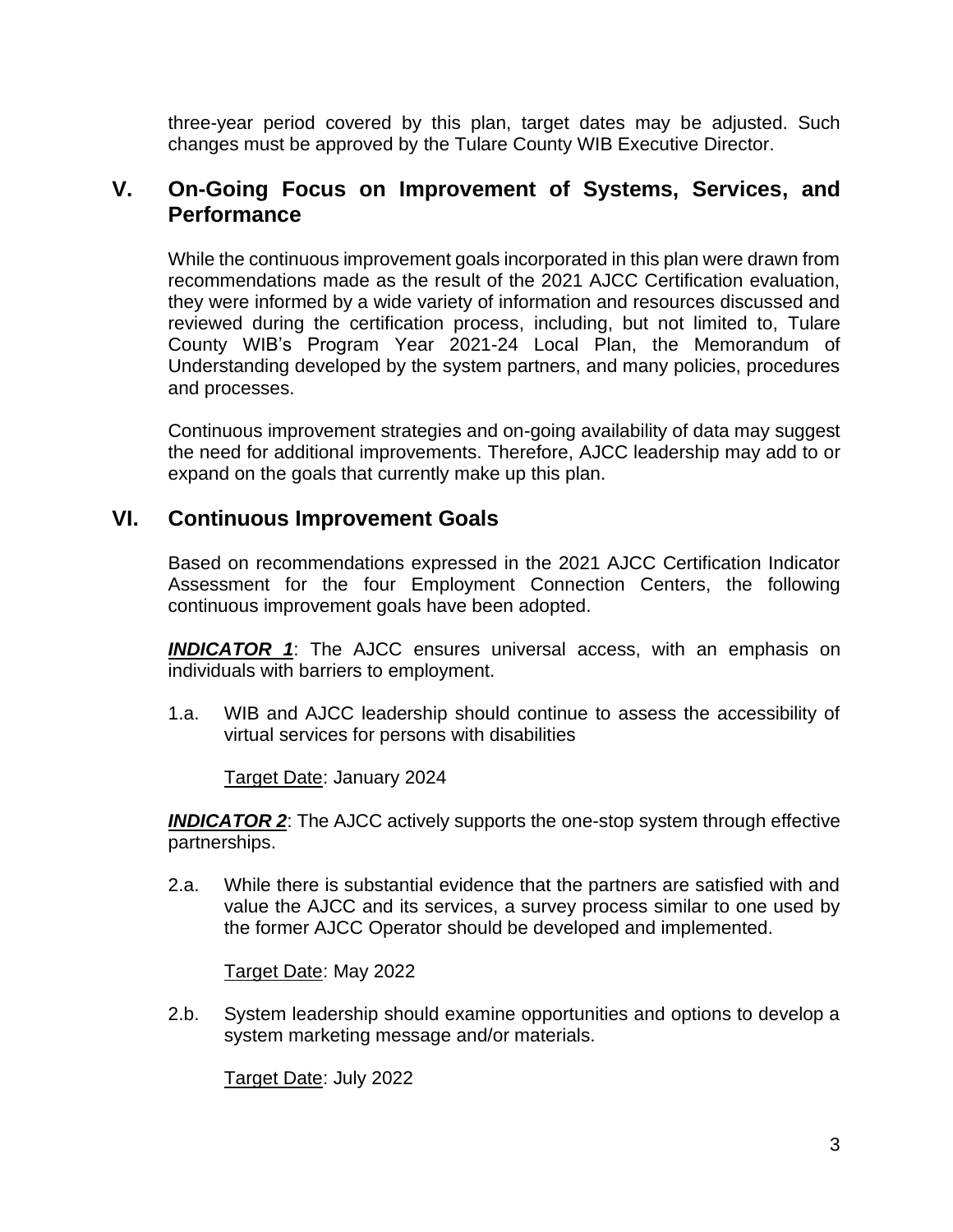three-year period covered by this plan, target dates may be adjusted. Such changes must be approved by the Tulare County WIB Executive Director.

## V. On-Going Focus on Improvement of Systems, Services, and Performance

While the continuous improvement goals incorporated in this plan were drawn from recommendations made as the result of the 2021 AJCC Certification evaluation, they were informed by a wide variety of information and resources discussed and reviewed during the certification process, including, but not limited to, Tulare County WIB's Program Year 2021-24 Local Plan, the Memorandum of Understanding developed by the system partners, and many policies, procedures and processes.

Continuous improvement strategies and on-going availability of data may suggest the need for additional improvements. Therefore, AJCC leadership may add to or expand on the goals that currently make up this plan.

## VI. Continuous Improvement Goals

Based on recommendations expressed in the 2021 AJCC Certification Indicator Assessment for the four Employment Connection Centers, the following continuous improvement goals have been adopted.

***INDICATOR 1***: The AJCC ensures universal access, with an emphasis on individuals with barriers to employment.

1.a. WIB and AJCC leadership should continue to assess the accessibility of virtual services for persons with disabilities

Target Date: January 2024

***INDICATOR 2***: The AJCC actively supports the one-stop system through effective partnerships.

2.a. While there is substantial evidence that the partners are satisfied with and value the AJCC and its services, a survey process similar to one used by the former AJCC Operator should be developed and implemented.

Target Date: May 2022

2.b. System leadership should examine opportunities and options to develop a system marketing message and/or materials.

Target Date: July 2022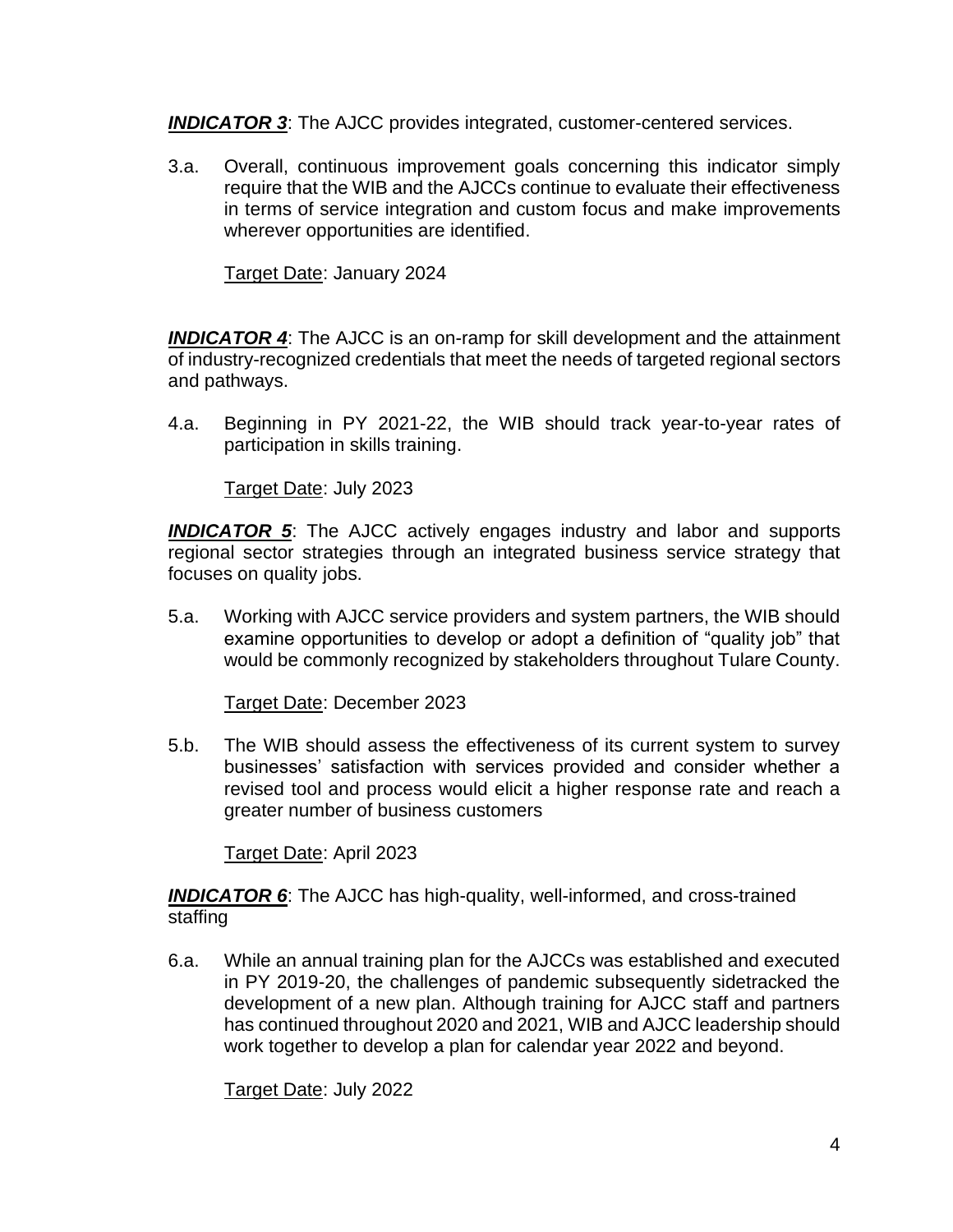***INDICATOR 3***: The AJCC provides integrated, customer-centered services.

3.a. Overall, continuous improvement goals concerning this indicator simply require that the WIB and the AJCCs continue to evaluate their effectiveness in terms of service integration and custom focus and make improvements wherever opportunities are identified.

Target Date: January 2024

***INDICATOR 4***: The AJCC is an on-ramp for skill development and the attainment of industry-recognized credentials that meet the needs of targeted regional sectors and pathways.

4.a. Beginning in PY 2021-22, the WIB should track year-to-year rates of participation in skills training.

Target Date: July 2023

***INDICATOR 5***: The AJCC actively engages industry and labor and supports regional sector strategies through an integrated business service strategy that focuses on quality jobs.

5.a. Working with AJCC service providers and system partners, the WIB should examine opportunities to develop or adopt a definition of "quality job" that would be commonly recognized by stakeholders throughout Tulare County.

Target Date: December 2023

5.b. The WIB should assess the effectiveness of its current system to survey businesses' satisfaction with services provided and consider whether a revised tool and process would elicit a higher response rate and reach a greater number of business customers

Target Date: April 2023

***INDICATOR 6***: The AJCC has high-quality, well-informed, and cross-trained staffing

6.a. While an annual training plan for the AJCCs was established and executed in PY 2019-20, the challenges of pandemic subsequently sidetracked the development of a new plan. Although training for AJCC staff and partners has continued throughout 2020 and 2021, WIB and AJCC leadership should work together to develop a plan for calendar year 2022 and beyond.

Target Date: July 2022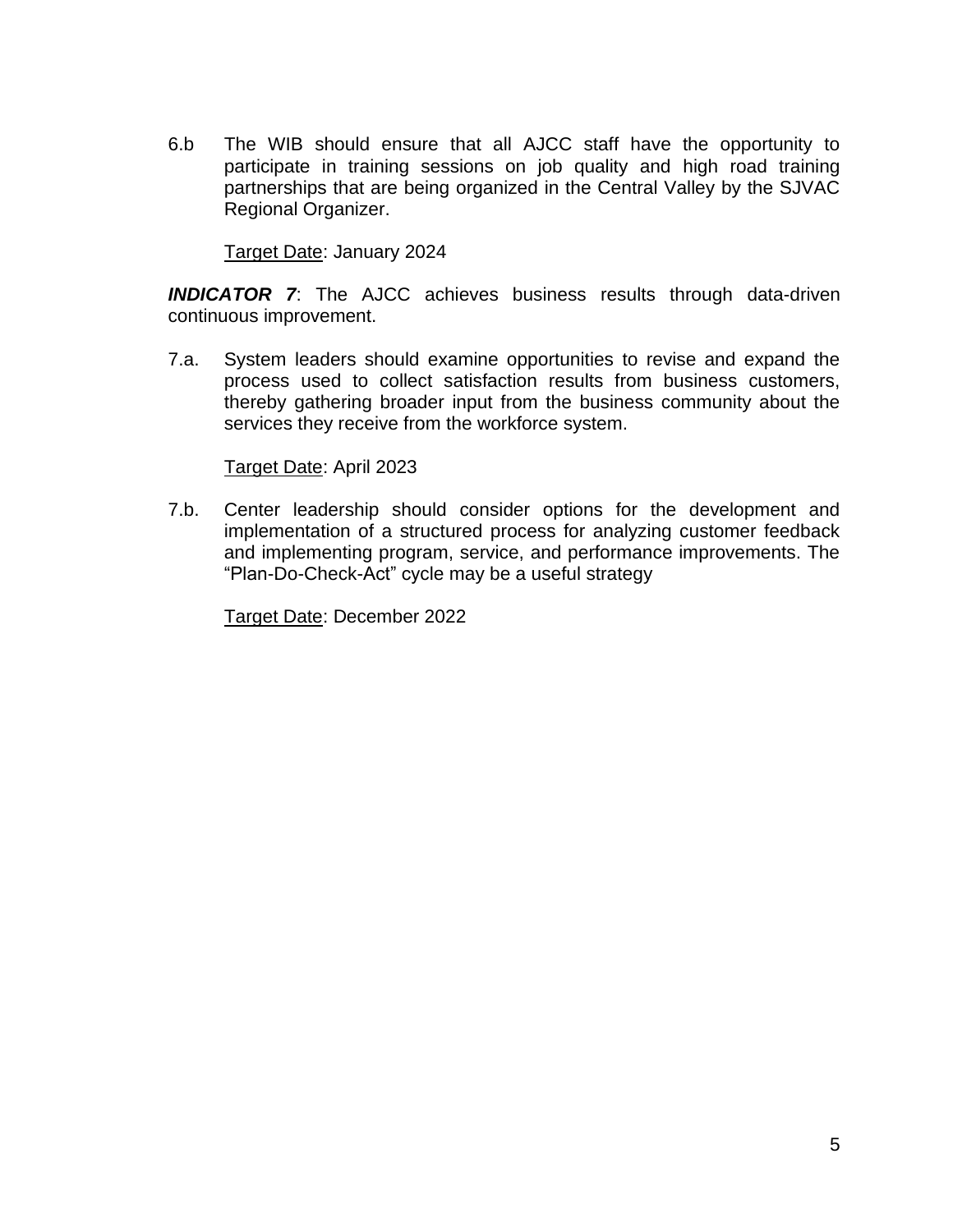6.b The WIB should ensure that all AJCC staff have the opportunity to participate in training sessions on job quality and high road training partnerships that are being organized in the Central Valley by the SJVAC Regional Organizer.

Target Date: January 2024

***INDICATOR 7***: The AJCC achieves business results through data-driven continuous improvement.

7.a. System leaders should examine opportunities to revise and expand the process used to collect satisfaction results from business customers, thereby gathering broader input from the business community about the services they receive from the workforce system.

Target Date: April 2023

7.b. Center leadership should consider options for the development and implementation of a structured process for analyzing customer feedback and implementing program, service, and performance improvements. The "Plan-Do-Check-Act" cycle may be a useful strategy

Target Date: December 2022